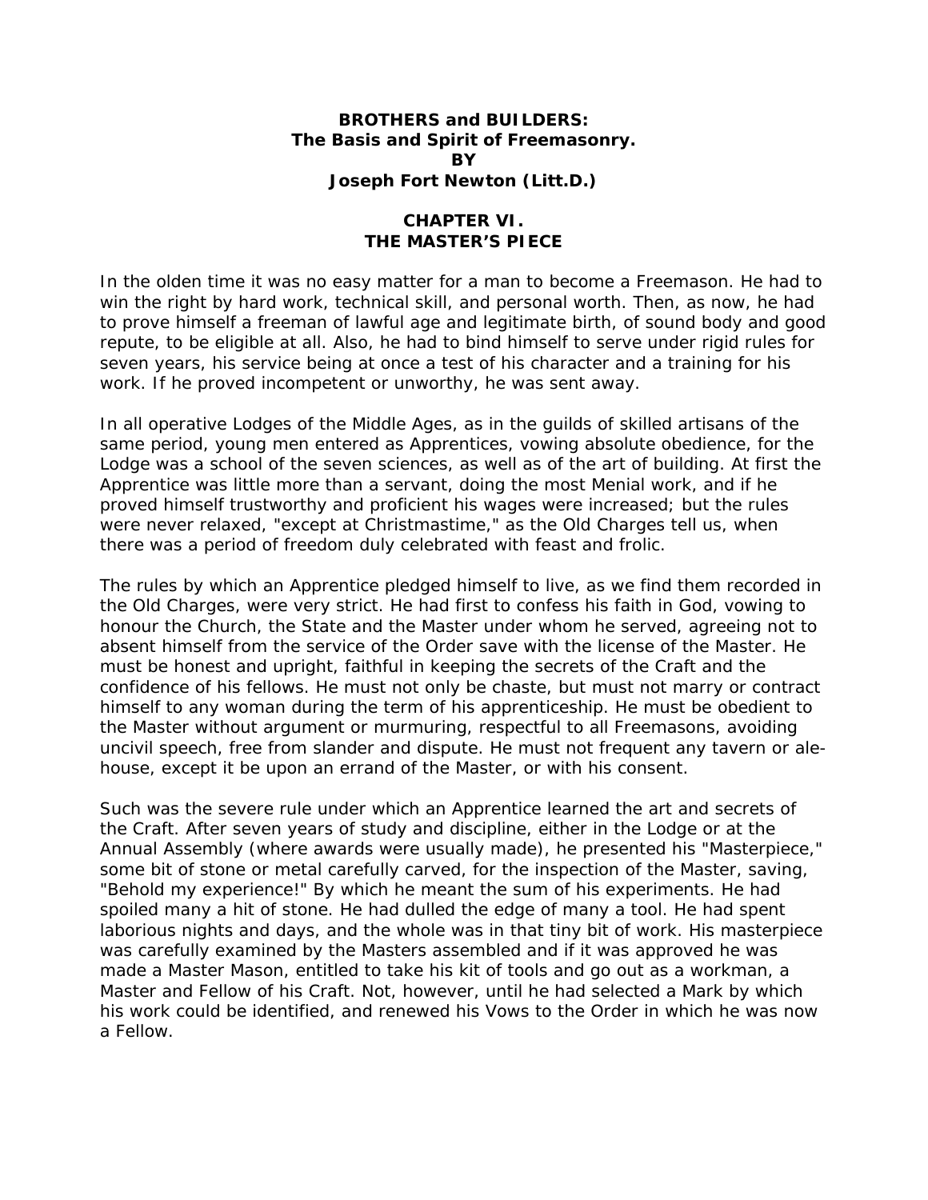**BROTHERS and BUILDERS:**
**The Basis and Spirit of Freemasonry.**
**BY**
**Joseph Fort Newton (Litt.D.)**

## CHAPTER VI.
## THE MASTER'S PIECE

In the olden time it was no easy matter for a man to become a Freemason. He had to win the right by hard work, technical skill, and personal worth. Then, as now, he had to prove himself a freeman of lawful age and legitimate birth, of sound body and good repute, to be eligible at all. Also, he had to bind himself to serve under rigid rules for seven years, his service being at once a test of his character and a training for his work. If he proved incompetent or unworthy, he was sent away.

In all operative Lodges of the Middle Ages, as in the guilds of skilled artisans of the same period, young men entered as Apprentices, vowing absolute obedience, for the Lodge was a school of the seven sciences, as well as of the art of building. At first the Apprentice was little more than a servant, doing the most Menial work, and if he proved himself trustworthy and proficient his wages were increased; but the rules were never relaxed, "except at Christmastime," as the Old Charges tell us, when there was a period of freedom duly celebrated with feast and frolic.

The rules by which an Apprentice pledged himself to live, as we find them recorded in the Old Charges, were very strict. He had first to confess his faith in God, vowing to honour the Church, the State and the Master under whom he served, agreeing not to absent himself from the service of the Order save with the license of the Master. He must be honest and upright, faithful in keeping the secrets of the Craft and the confidence of his fellows. He must not only be chaste, but must not marry or contract himself to any woman during the term of his apprenticeship. He must be obedient to the Master without argument or murmuring, respectful to all Freemasons, avoiding uncivil speech, free from slander and dispute. He must not frequent any tavern or ale-house, except it be upon an errand of the Master, or with his consent.

Such was the severe rule under which an Apprentice learned the art and secrets of the Craft. After seven years of study and discipline, either in the Lodge or at the Annual Assembly (where awards were usually made), he presented his "Masterpiece," some bit of stone or metal carefully carved, for the inspection of the Master, saving, "Behold my experience!" By which he meant the sum of his experiments. He had spoiled many a hit of stone. He had dulled the edge of many a tool. He had spent laborious nights and days, and the whole was in that tiny bit of work. His masterpiece was carefully examined by the Masters assembled and if it was approved he was made a Master Mason, entitled to take his kit of tools and go out as a workman, a Master and Fellow of his Craft. Not, however, until he had selected a Mark by which his work could be identified, and renewed his Vows to the Order in which he was now a Fellow.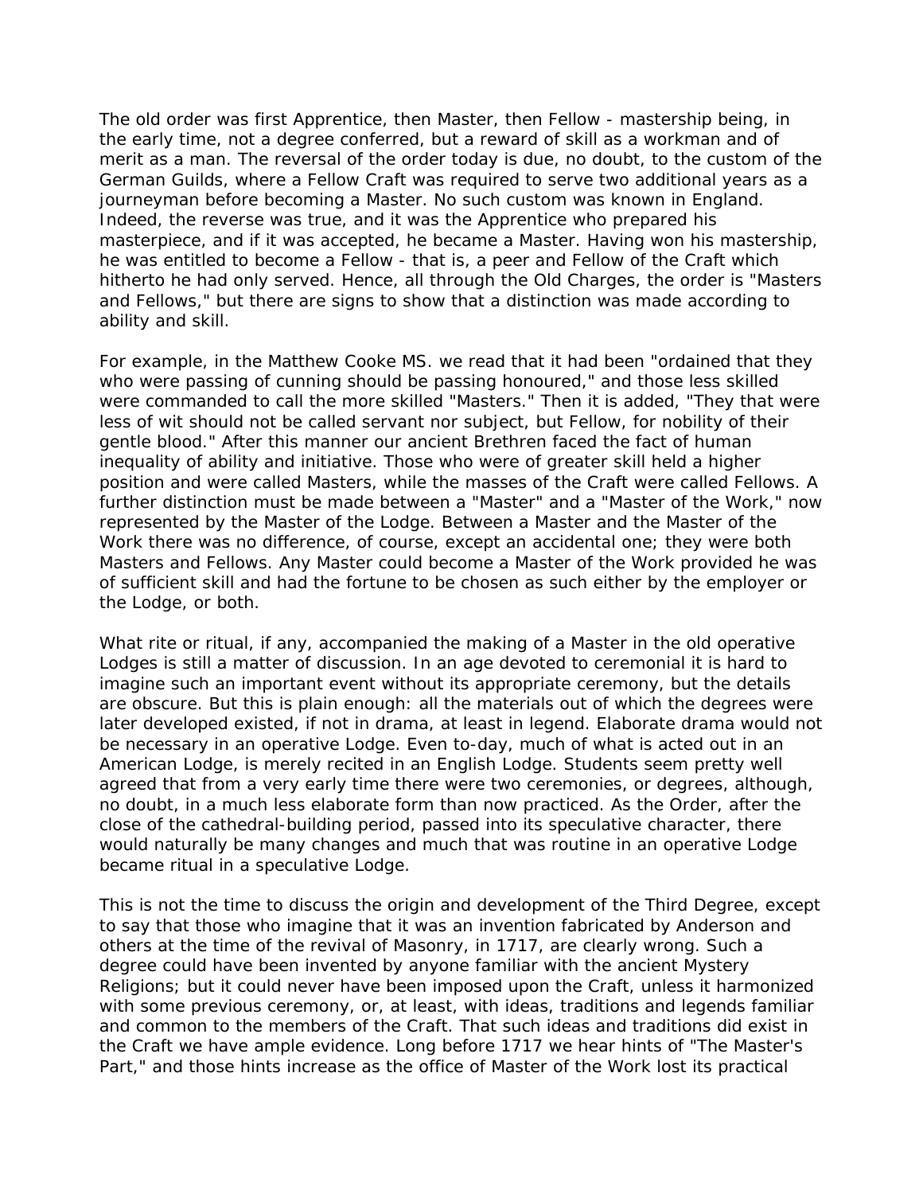The old order was first Apprentice, then Master, then Fellow - mastership being, in the early time, not a degree conferred, but a reward of skill as a workman and of merit as a man. The reversal of the order today is due, no doubt, to the custom of the German Guilds, where a Fellow Craft was required to serve two additional years as a journeyman before becoming a Master. No such custom was known in England. Indeed, the reverse was true, and it was the Apprentice who prepared his masterpiece, and if it was accepted, he became a Master. Having won his mastership, he was entitled to become a Fellow - that is, a peer and Fellow of the Craft which hitherto he had only served. Hence, all through the Old Charges, the order is "Masters and Fellows," but there are signs to show that a distinction was made according to ability and skill.

For example, in the Matthew Cooke MS. we read that it had been "ordained that they who were passing of cunning should be passing honoured," and those less skilled were commanded to call the more skilled "Masters." Then it is added, "They that were less of wit should not be called servant nor subject, but Fellow, for nobility of their gentle blood." After this manner our ancient Brethren faced the fact of human inequality of ability and initiative. Those who were of greater skill held a higher position and were called Masters, while the masses of the Craft were called Fellows. A further distinction must be made between a "Master" and a "Master of the Work," now represented by the Master of the Lodge. Between a Master and the Master of the Work there was no difference, of course, except an accidental one; they were both Masters and Fellows. Any Master could become a Master of the Work provided he was of sufficient skill and had the fortune to be chosen as such either by the employer or the Lodge, or both.

What rite or ritual, if any, accompanied the making of a Master in the old operative Lodges is still a matter of discussion. In an age devoted to ceremonial it is hard to imagine such an important event without its appropriate ceremony, but the details are obscure. But this is plain enough: all the materials out of which the degrees were later developed existed, if not in drama, at least in legend. Elaborate drama would not be necessary in an operative Lodge. Even to-day, much of what is acted out in an American Lodge, is merely recited in an English Lodge. Students seem pretty well agreed that from a very early time there were two ceremonies, or degrees, although, no doubt, in a much less elaborate form than now practiced. As the Order, after the close of the cathedral-building period, passed into its speculative character, there would naturally be many changes and much that was routine in an operative Lodge became ritual in a speculative Lodge.

This is not the time to discuss the origin and development of the Third Degree, except to say that those who imagine that it was an invention fabricated by Anderson and others at the time of the revival of Masonry, in 1717, are clearly wrong. Such a degree could have been invented by anyone familiar with the ancient Mystery Religions; but it could never have been imposed upon the Craft, unless it harmonized with some previous ceremony, or, at least, with ideas, traditions and legends familiar and common to the members of the Craft. That such ideas and traditions did exist in the Craft we have ample evidence. Long before 1717 we hear hints of "The Master's Part," and those hints increase as the office of Master of the Work lost its practical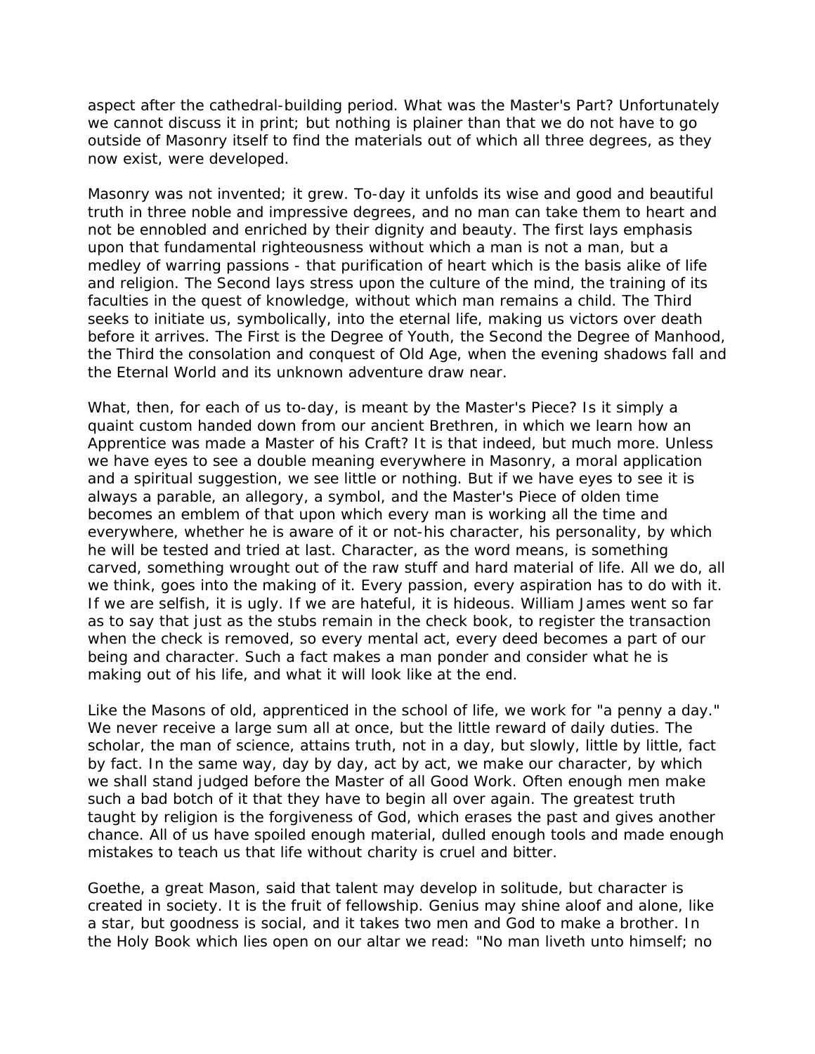aspect after the cathedral-building period. What was the Master's Part? Unfortunately we cannot discuss it in print; but nothing is plainer than that we do not have to go outside of Masonry itself to find the materials out of which all three degrees, as they now exist, were developed.

Masonry was not invented; it grew. To-day it unfolds its wise and good and beautiful truth in three noble and impressive degrees, and no man can take them to heart and not be ennobled and enriched by their dignity and beauty. The first lays emphasis upon that fundamental righteousness without which a man is not a man, but a medley of warring passions - that purification of heart which is the basis alike of life and religion. The Second lays stress upon the culture of the mind, the training of its faculties in the quest of knowledge, without which man remains a child. The Third seeks to initiate us, symbolically, into the eternal life, making us victors over death before it arrives. The First is the Degree of Youth, the Second the Degree of Manhood, the Third the consolation and conquest of Old Age, when the evening shadows fall and the Eternal World and its unknown adventure draw near.

What, then, for each of us to-day, is meant by the Master's Piece? Is it simply a quaint custom handed down from our ancient Brethren, in which we learn how an Apprentice was made a Master of his Craft? It is that indeed, but much more. Unless we have eyes to see a double meaning everywhere in Masonry, a moral application and a spiritual suggestion, we see little or nothing. But if we have eyes to see it is always a parable, an allegory, a symbol, and the Master's Piece of olden time becomes an emblem of that upon which every man is working all the time and everywhere, whether he is aware of it or not-his character, his personality, by which he will be tested and tried at last. Character, as the word means, is something carved, something wrought out of the raw stuff and hard material of life. All we do, all we think, goes into the making of it. Every passion, every aspiration has to do with it. If we are selfish, it is ugly. If we are hateful, it is hideous. William James went so far as to say that just as the stubs remain in the check book, to register the transaction when the check is removed, so every mental act, every deed becomes a part of our being and character. Such a fact makes a man ponder and consider what he is making out of his life, and what it will look like at the end.

Like the Masons of old, apprenticed in the school of life, we work for "a penny a day." We never receive a large sum all at once, but the little reward of daily duties. The scholar, the man of science, attains truth, not in a day, but slowly, little by little, fact by fact. In the same way, day by day, act by act, we make our character, by which we shall stand judged before the Master of all Good Work. Often enough men make such a bad botch of it that they have to begin all over again. The greatest truth taught by religion is the forgiveness of God, which erases the past and gives another chance. All of us have spoiled enough material, dulled enough tools and made enough mistakes to teach us that life without charity is cruel and bitter.

Goethe, a great Mason, said that talent may develop in solitude, but character is created in society. It is the fruit of fellowship. Genius may shine aloof and alone, like a star, but goodness is social, and it takes two men and God to make a brother. In the Holy Book which lies open on our altar we read: "No man liveth unto himself; no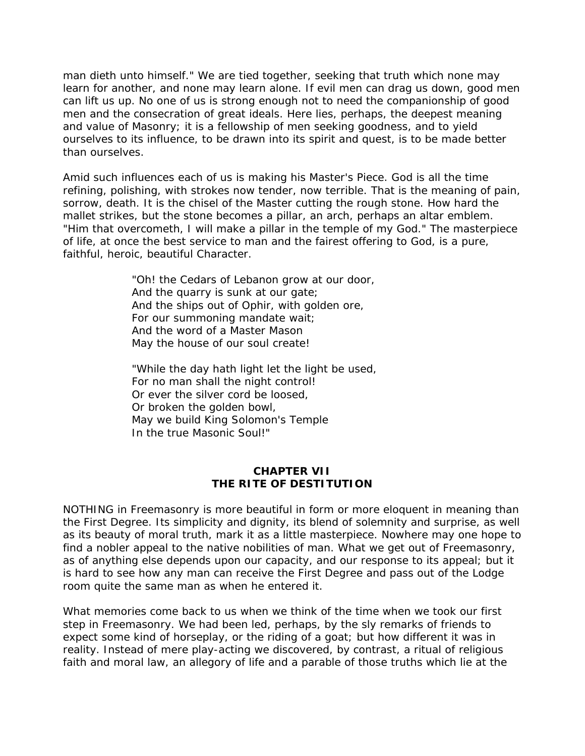man dieth unto himself." We are tied together, seeking that truth which none may learn for another, and none may learn alone. If evil men can drag us down, good men can lift us up. No one of us is strong enough not to need the companionship of good men and the consecration of great ideals. Here lies, perhaps, the deepest meaning and value of Masonry; it is a fellowship of men seeking goodness, and to yield ourselves to its influence, to be drawn into its spirit and quest, is to be made better than ourselves.

Amid such influences each of us is making his Master's Piece. God is all the time refining, polishing, with strokes now tender, now terrible. That is the meaning of pain, sorrow, death. It is the chisel of the Master cutting the rough stone. How hard the mallet strikes, but the stone becomes a pillar, an arch, perhaps an altar emblem. "Him that overcometh, I will make a pillar in the temple of my God." The masterpiece of life, at once the best service to man and the fairest offering to God, is a pure, faithful, heroic, beautiful Character.

> "Oh! the Cedars of Lebanon grow at our door,
> And the quarry is sunk at our gate;
> And the ships out of Ophir, with golden ore,
> For our summoning mandate wait;
> And the word of a Master Mason
> May the house of our soul create!
>
> "While the day hath light let the light be used,
> For no man shall the night control!
> Or ever the silver cord be loosed,
> Or broken the golden bowl,
> May we build King Solomon's Temple
> In the true Masonic Soul!"

## CHAPTER VII
## THE RITE OF DESTITUTION

NOTHING in Freemasonry is more beautiful in form or more eloquent in meaning than the First Degree. Its simplicity and dignity, its blend of solemnity and surprise, as well as its beauty of moral truth, mark it as a little masterpiece. Nowhere may one hope to find a nobler appeal to the native nobilities of man. What we get out of Freemasonry, as of anything else depends upon our capacity, and our response to its appeal; but it is hard to see how any man can receive the First Degree and pass out of the Lodge room quite the same man as when he entered it.

What memories come back to us when we think of the time when we took our first step in Freemasonry. We had been led, perhaps, by the sly remarks of friends to expect some kind of horseplay, or the riding of a goat; but how different it was in reality. Instead of mere play-acting we discovered, by contrast, a ritual of religious faith and moral law, an allegory of life and a parable of those truths which lie at the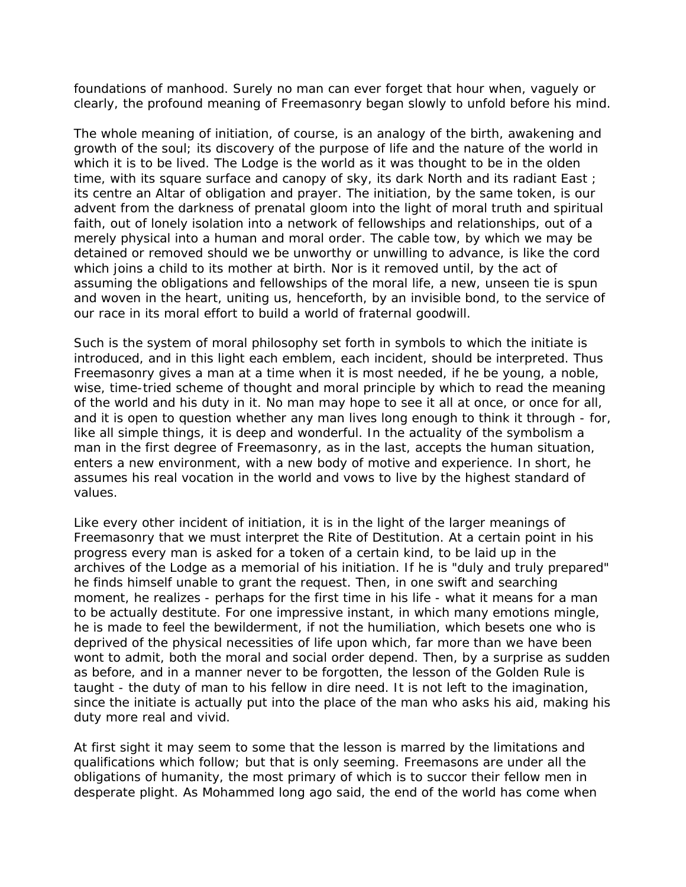foundations of manhood. Surely no man can ever forget that hour when, vaguely or clearly, the profound meaning of Freemasonry began slowly to unfold before his mind.

The whole meaning of initiation, of course, is an analogy of the birth, awakening and growth of the soul; its discovery of the purpose of life and the nature of the world in which it is to be lived. The Lodge is the world as it was thought to be in the olden time, with its square surface and canopy of sky, its dark North and its radiant East ; its centre an Altar of obligation and prayer. The initiation, by the same token, is our advent from the darkness of prenatal gloom into the light of moral truth and spiritual faith, out of lonely isolation into a network of fellowships and relationships, out of a merely physical into a human and moral order. The cable tow, by which we may be detained or removed should we be unworthy or unwilling to advance, is like the cord which joins a child to its mother at birth. Nor is it removed until, by the act of assuming the obligations and fellowships of the moral life, a new, unseen tie is spun and woven in the heart, uniting us, henceforth, by an invisible bond, to the service of our race in its moral effort to build a world of fraternal goodwill.

Such is the system of moral philosophy set forth in symbols to which the initiate is introduced, and in this light each emblem, each incident, should be interpreted. Thus Freemasonry gives a man at a time when it is most needed, if he be young, a noble, wise, time-tried scheme of thought and moral principle by which to read the meaning of the world and his duty in it. No man may hope to see it all at once, or once for all, and it is open to question whether any man lives long enough to think it through - for, like all simple things, it is deep and wonderful. In the actuality of the symbolism a man in the first degree of Freemasonry, as in the last, accepts the human situation, enters a new environment, with a new body of motive and experience. In short, he assumes his real vocation in the world and vows to live by the highest standard of values.

Like every other incident of initiation, it is in the light of the larger meanings of Freemasonry that we must interpret the Rite of Destitution. At a certain point in his progress every man is asked for a token of a certain kind, to be laid up in the archives of the Lodge as a memorial of his initiation. If he is "duly and truly prepared" he finds himself unable to grant the request. Then, in one swift and searching moment, he realizes - perhaps for the first time in his life - what it means for a man to be actually destitute. For one impressive instant, in which many emotions mingle, he is made to feel the bewilderment, if not the humiliation, which besets one who is deprived of the physical necessities of life upon which, far more than we have been wont to admit, both the moral and social order depend. Then, by a surprise as sudden as before, and in a manner never to be forgotten, the lesson of the Golden Rule is taught - the duty of man to his fellow in dire need. It is not left to the imagination, since the initiate is actually put into the place of the man who asks his aid, making his duty more real and vivid.

At first sight it may seem to some that the lesson is marred by the limitations and qualifications which follow; but that is only seeming. Freemasons are under all the obligations of humanity, the most primary of which is to succor their fellow men in desperate plight. As Mohammed long ago said, the end of the world has come when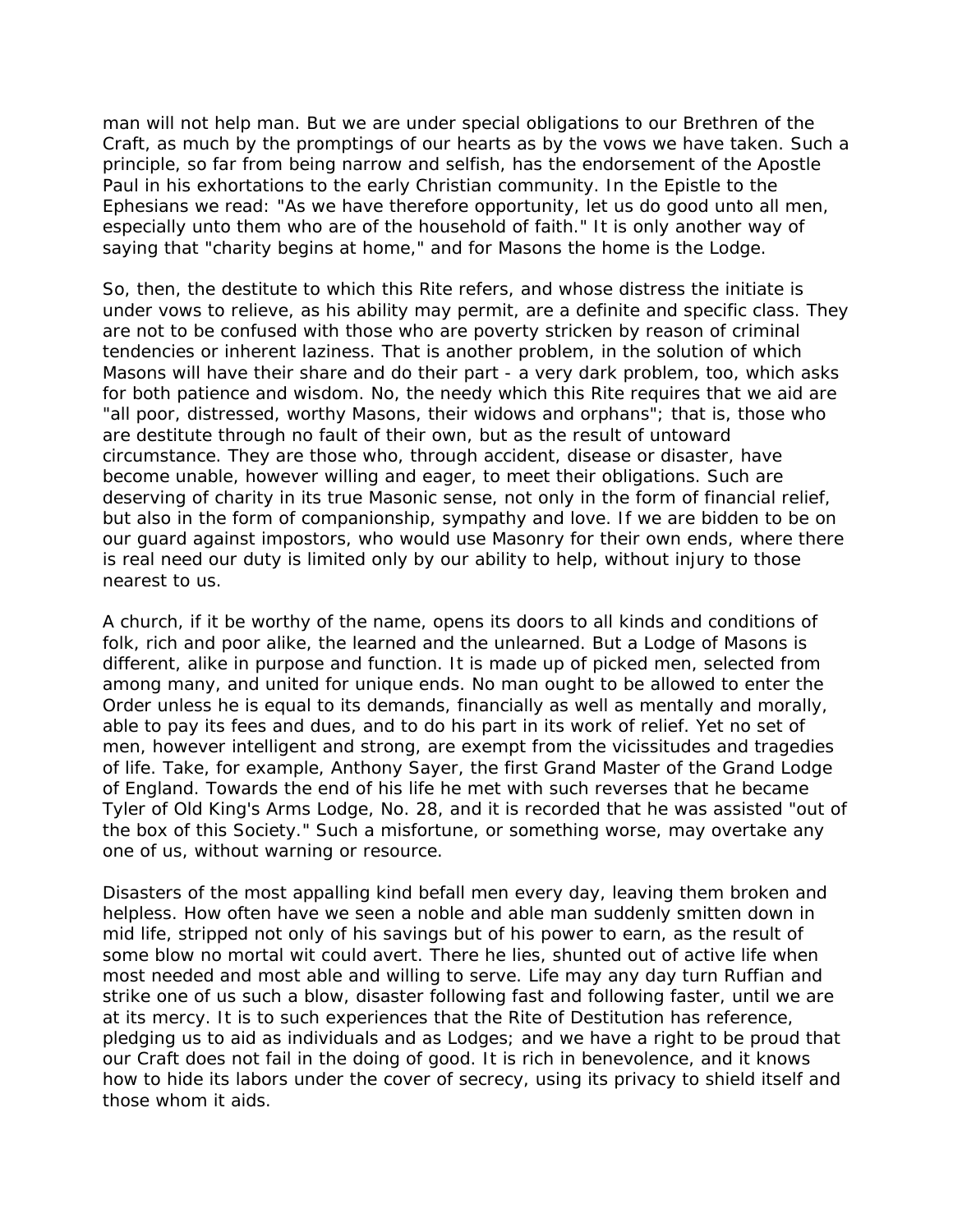man will not help man. But we are under special obligations to our Brethren of the Craft, as much by the promptings of our hearts as by the vows we have taken. Such a principle, so far from being narrow and selfish, has the endorsement of the Apostle Paul in his exhortations to the early Christian community. In the Epistle to the Ephesians we read: "As we have therefore opportunity, let us do good unto all men, especially unto them who are of the household of faith." It is only another way of saying that "charity begins at home," and for Masons the home is the Lodge.

So, then, the destitute to which this Rite refers, and whose distress the initiate is under vows to relieve, as his ability may permit, are a definite and specific class. They are not to be confused with those who are poverty stricken by reason of criminal tendencies or inherent laziness. That is another problem, in the solution of which Masons will have their share and do their part - a very dark problem, too, which asks for both patience and wisdom. No, the needy which this Rite requires that we aid are "all poor, distressed, worthy Masons, their widows and orphans"; that is, those who are destitute through no fault of their own, but as the result of untoward circumstance. They are those who, through accident, disease or disaster, have become unable, however willing and eager, to meet their obligations. Such are deserving of charity in its true Masonic sense, not only in the form of financial relief, but also in the form of companionship, sympathy and love. If we are bidden to be on our guard against impostors, who would use Masonry for their own ends, where there is real need our duty is limited only by our ability to help, without injury to those nearest to us.

A church, if it be worthy of the name, opens its doors to all kinds and conditions of folk, rich and poor alike, the learned and the unlearned. But a Lodge of Masons is different, alike in purpose and function. It is made up of picked men, selected from among many, and united for unique ends. No man ought to be allowed to enter the Order unless he is equal to its demands, financially as well as mentally and morally, able to pay its fees and dues, and to do his part in its work of relief. Yet no set of men, however intelligent and strong, are exempt from the vicissitudes and tragedies of life. Take, for example, Anthony Sayer, the first Grand Master of the Grand Lodge of England. Towards the end of his life he met with such reverses that he became Tyler of Old King's Arms Lodge, No. 28, and it is recorded that he was assisted "out of the box of this Society." Such a misfortune, or something worse, may overtake any one of us, without warning or resource.

Disasters of the most appalling kind befall men every day, leaving them broken and helpless. How often have we seen a noble and able man suddenly smitten down in mid life, stripped not only of his savings but of his power to earn, as the result of some blow no mortal wit could avert. There he lies, shunted out of active life when most needed and most able and willing to serve. Life may any day turn Ruffian and strike one of us such a blow, disaster following fast and following faster, until we are at its mercy. It is to such experiences that the Rite of Destitution has reference, pledging us to aid as individuals and as Lodges; and we have a right to be proud that our Craft does not fail in the doing of good. It is rich in benevolence, and it knows how to hide its labors under the cover of secrecy, using its privacy to shield itself and those whom it aids.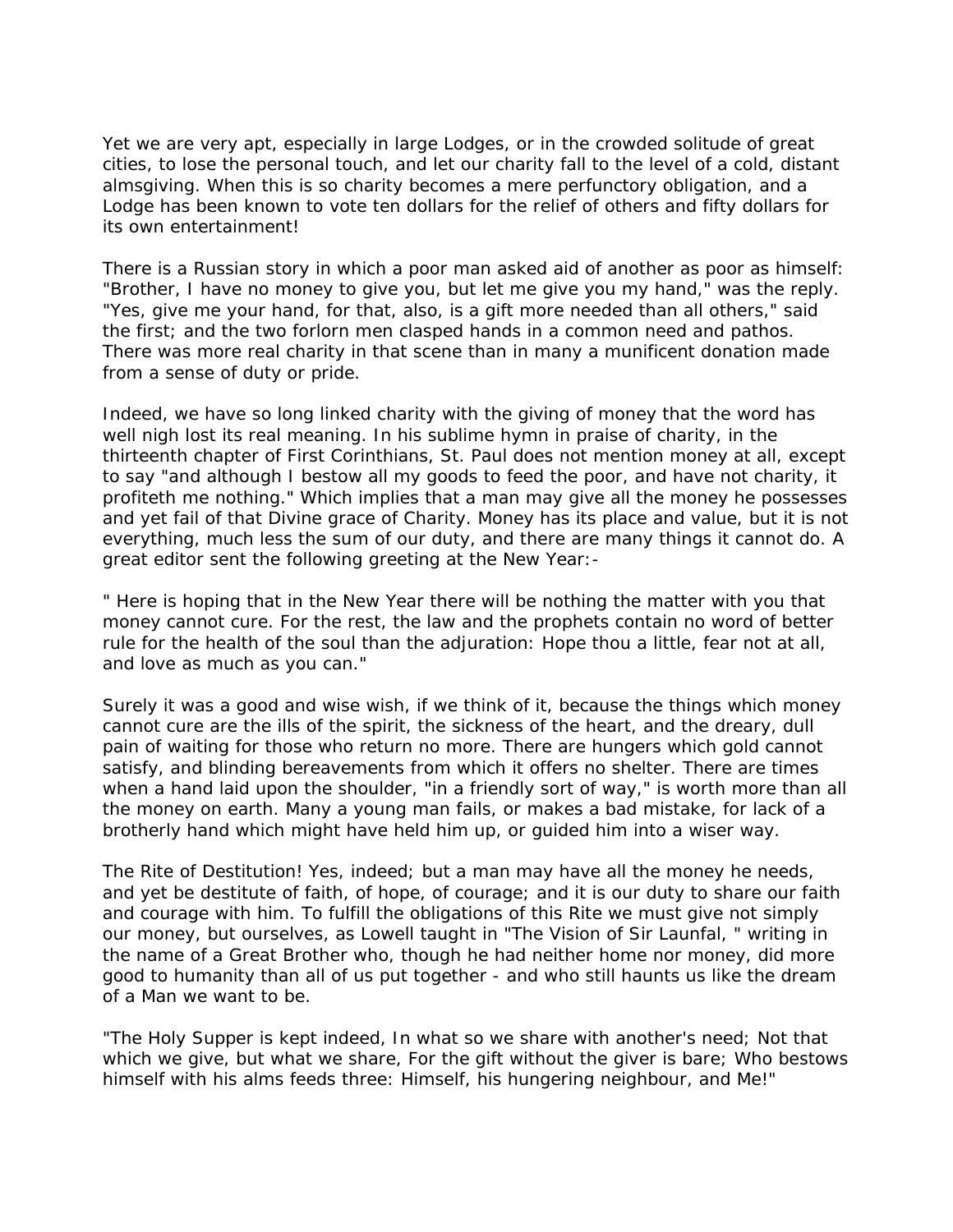Yet we are very apt, especially in large Lodges, or in the crowded solitude of great cities, to lose the personal touch, and let our charity fall to the level of a cold, distant almsgiving. When this is so charity becomes a mere perfunctory obligation, and a Lodge has been known to vote ten dollars for the relief of others and fifty dollars for its own entertainment!

There is a Russian story in which a poor man asked aid of another as poor as himself: "Brother, I have no money to give you, but let me give you my hand," was the reply. "Yes, give me your hand, for that, also, is a gift more needed than all others," said the first; and the two forlorn men clasped hands in a common need and pathos. There was more real charity in that scene than in many a munificent donation made from a sense of duty or pride.

Indeed, we have so long linked charity with the giving of money that the word has well nigh lost its real meaning. In his sublime hymn in praise of charity, in the thirteenth chapter of First Corinthians, St. Paul does not mention money at all, except to say "and although I bestow all my goods to feed the poor, and have not charity, it profiteth me nothing." Which implies that a man may give all the money he possesses and yet fail of that Divine grace of Charity. Money has its place and value, but it is not everything, much less the sum of our duty, and there are many things it cannot do. A great editor sent the following greeting at the New Year:-

" Here is hoping that in the New Year there will be nothing the matter with you that money cannot cure. For the rest, the law and the prophets contain no word of better rule for the health of the soul than the adjuration: Hope thou a little, fear not at all, and love as much as you can."

Surely it was a good and wise wish, if we think of it, because the things which money cannot cure are the ills of the spirit, the sickness of the heart, and the dreary, dull pain of waiting for those who return no more. There are hungers which gold cannot satisfy, and blinding bereavements from which it offers no shelter. There are times when a hand laid upon the shoulder, "in a friendly sort of way," is worth more than all the money on earth. Many a young man fails, or makes a bad mistake, for lack of a brotherly hand which might have held him up, or guided him into a wiser way.

The Rite of Destitution! Yes, indeed; but a man may have all the money he needs, and yet be destitute of faith, of hope, of courage; and it is our duty to share our faith and courage with him. To fulfill the obligations of this Rite we must give not simply our money, but ourselves, as Lowell taught in "The Vision of Sir Launfal, " writing in the name of a Great Brother who, though he had neither home nor money, did more good to humanity than all of us put together - and who still haunts us like the dream of a Man we want to be.

"The Holy Supper is kept indeed, In what so we share with another's need; Not that which we give, but what we share, For the gift without the giver is bare; Who bestows himself with his alms feeds three: Himself, his hungering neighbour, and Me!"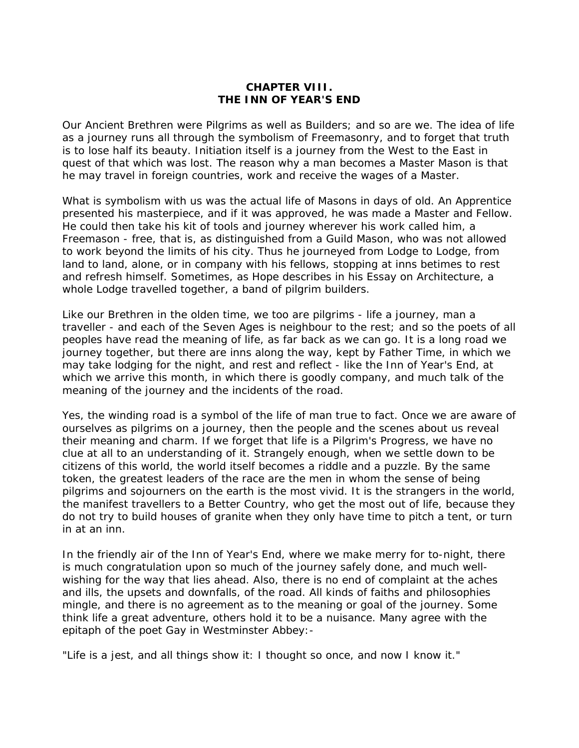# CHAPTER VIII.
# THE INN OF YEAR'S END

Our Ancient Brethren were Pilgrims as well as Builders; and so are we. The idea of life as a journey runs all through the symbolism of Freemasonry, and to forget that truth is to lose half its beauty. Initiation itself is a journey from the West to the East in quest of that which was lost. The reason why a man becomes a Master Mason is that he may travel in foreign countries, work and receive the wages of a Master.

What is symbolism with us was the actual life of Masons in days of old. An Apprentice presented his masterpiece, and if it was approved, he was made a Master and Fellow. He could then take his kit of tools and journey wherever his work called him, a Freemason - free, that is, as distinguished from a Guild Mason, who was not allowed to work beyond the limits of his city. Thus he journeyed from Lodge to Lodge, from land to land, alone, or in company with his fellows, stopping at inns betimes to rest and refresh himself. Sometimes, as Hope describes in his Essay on Architecture, a whole Lodge travelled together, a band of pilgrim builders.

Like our Brethren in the olden time, we too are pilgrims - life a journey, man a traveller - and each of the Seven Ages is neighbour to the rest; and so the poets of all peoples have read the meaning of life, as far back as we can go. It is a long road we journey together, but there are inns along the way, kept by Father Time, in which we may take lodging for the night, and rest and reflect - like the Inn of Year's End, at which we arrive this month, in which there is goodly company, and much talk of the meaning of the journey and the incidents of the road.

Yes, the winding road is a symbol of the life of man true to fact. Once we are aware of ourselves as pilgrims on a journey, then the people and the scenes about us reveal their meaning and charm. If we forget that life is a Pilgrim's Progress, we have no clue at all to an understanding of it. Strangely enough, when we settle down to be citizens of this world, the world itself becomes a riddle and a puzzle. By the same token, the greatest leaders of the race are the men in whom the sense of being pilgrims and sojourners on the earth is the most vivid. It is the strangers in the world, the manifest travellers to a Better Country, who get the most out of life, because they do not try to build houses of granite when they only have time to pitch a tent, or turn in at an inn.

In the friendly air of the Inn of Year's End, where we make merry for to-night, there is much congratulation upon so much of the journey safely done, and much well-wishing for the way that lies ahead. Also, there is no end of complaint at the aches and ills, the upsets and downfalls, of the road. All kinds of faiths and philosophies mingle, and there is no agreement as to the meaning or goal of the journey. Some think life a great adventure, others hold it to be a nuisance. Many agree with the epitaph of the poet Gay in Westminster Abbey:-

"Life is a jest, and all things show it: I thought so once, and now I know it."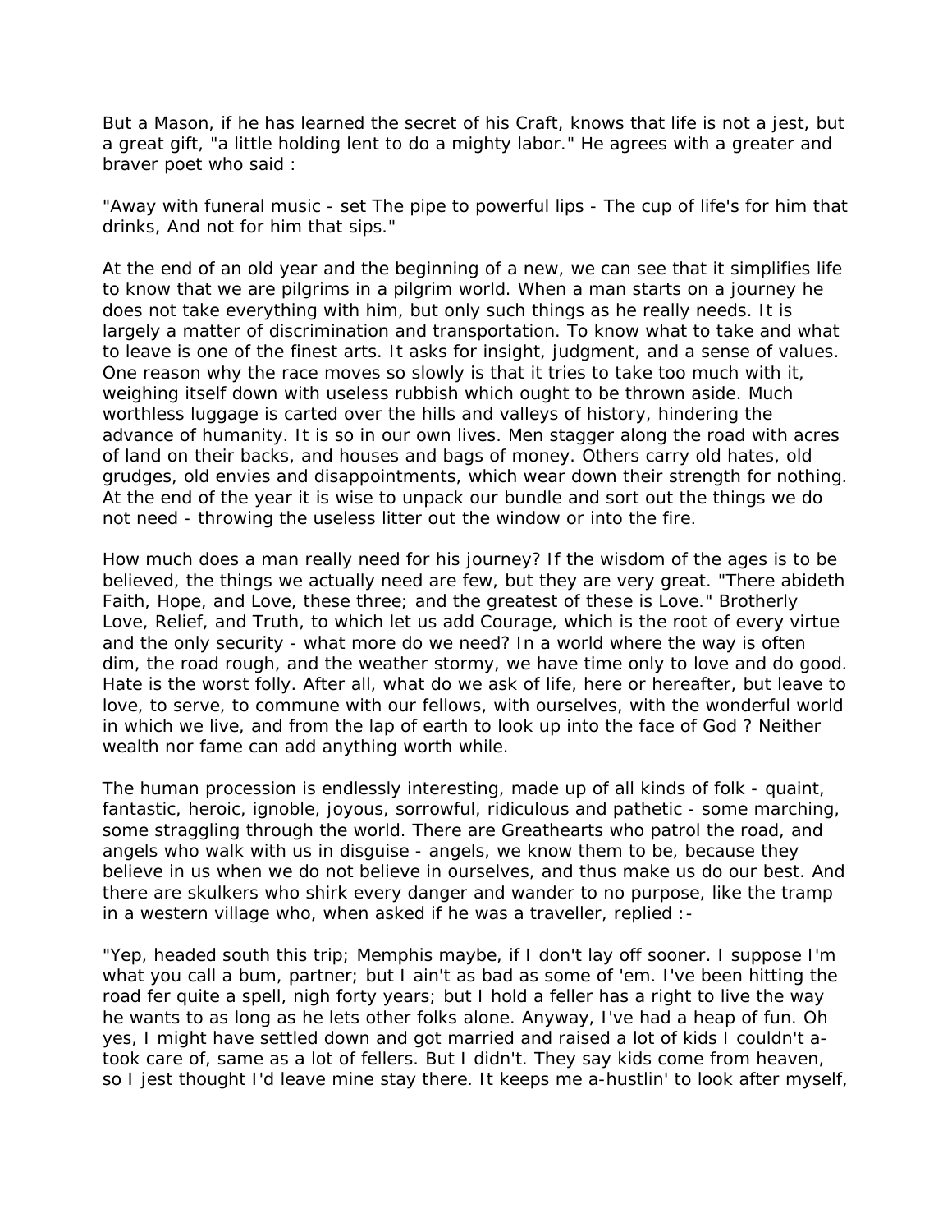But a Mason, if he has learned the secret of his Craft, knows that life is not a jest, but a great gift, "a little holding lent to do a mighty labor." He agrees with a greater and braver poet who said :

"Away with funeral music - set The pipe to powerful lips - The cup of life's for him that drinks, And not for him that sips."

At the end of an old year and the beginning of a new, we can see that it simplifies life to know that we are pilgrims in a pilgrim world. When a man starts on a journey he does not take everything with him, but only such things as he really needs. It is largely a matter of discrimination and transportation. To know what to take and what to leave is one of the finest arts. It asks for insight, judgment, and a sense of values. One reason why the race moves so slowly is that it tries to take too much with it, weighing itself down with useless rubbish which ought to be thrown aside. Much worthless luggage is carted over the hills and valleys of history, hindering the advance of humanity. It is so in our own lives. Men stagger along the road with acres of land on their backs, and houses and bags of money. Others carry old hates, old grudges, old envies and disappointments, which wear down their strength for nothing. At the end of the year it is wise to unpack our bundle and sort out the things we do not need - throwing the useless litter out the window or into the fire.

How much does a man really need for his journey? If the wisdom of the ages is to be believed, the things we actually need are few, but they are very great. "There abideth Faith, Hope, and Love, these three; and the greatest of these is Love." Brotherly Love, Relief, and Truth, to which let us add Courage, which is the root of every virtue and the only security - what more do we need? In a world where the way is often dim, the road rough, and the weather stormy, we have time only to love and do good. Hate is the worst folly. After all, what do we ask of life, here or hereafter, but leave to love, to serve, to commune with our fellows, with ourselves, with the wonderful world in which we live, and from the lap of earth to look up into the face of God ? Neither wealth nor fame can add anything worth while.

The human procession is endlessly interesting, made up of all kinds of folk - quaint, fantastic, heroic, ignoble, joyous, sorrowful, ridiculous and pathetic - some marching, some straggling through the world. There are Greathearts who patrol the road, and angels who walk with us in disguise - angels, we know them to be, because they believe in us when we do not believe in ourselves, and thus make us do our best. And there are skulkers who shirk every danger and wander to no purpose, like the tramp in a western village who, when asked if he was a traveller, replied :-

"Yep, headed south this trip; Memphis maybe, if I don't lay off sooner. I suppose I'm what you call a bum, partner; but I ain't as bad as some of 'em. I've been hitting the road fer quite a spell, nigh forty years; but I hold a feller has a right to live the way he wants to as long as he lets other folks alone. Anyway, I've had a heap of fun. Oh yes, I might have settled down and got married and raised a lot of kids I couldn't a-took care of, same as a lot of fellers. But I didn't. They say kids come from heaven, so I jest thought I'd leave mine stay there. It keeps me a-hustlin' to look after myself,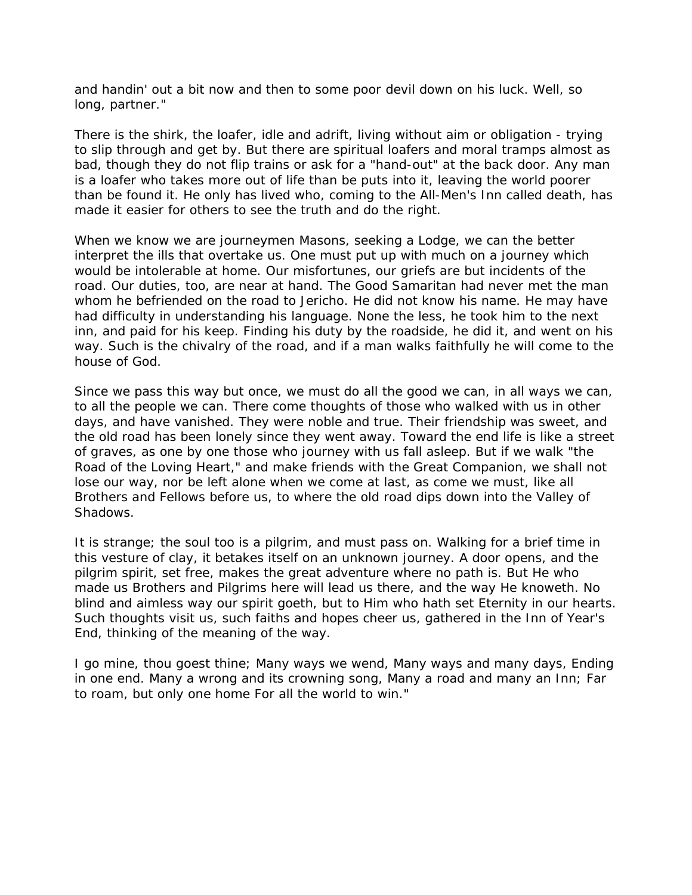and handin' out a bit now and then to some poor devil down on his luck. Well, so long, partner."

There is the shirk, the loafer, idle and adrift, living without aim or obligation - trying to slip through and get by. But there are spiritual loafers and moral tramps almost as bad, though they do not flip trains or ask for a "hand-out" at the back door. Any man is a loafer who takes more out of life than be puts into it, leaving the world poorer than be found it. He only has lived who, coming to the All-Men's Inn called death, has made it easier for others to see the truth and do the right.

When we know we are journeymen Masons, seeking a Lodge, we can the better interpret the ills that overtake us. One must put up with much on a journey which would be intolerable at home. Our misfortunes, our griefs are but incidents of the road. Our duties, too, are near at hand. The Good Samaritan had never met the man whom he befriended on the road to Jericho. He did not know his name. He may have had difficulty in understanding his language. None the less, he took him to the next inn, and paid for his keep. Finding his duty by the roadside, he did it, and went on his way. Such is the chivalry of the road, and if a man walks faithfully he will come to the house of God.

Since we pass this way but once, we must do all the good we can, in all ways we can, to all the people we can. There come thoughts of those who walked with us in other days, and have vanished. They were noble and true. Their friendship was sweet, and the old road has been lonely since they went away. Toward the end life is like a street of graves, as one by one those who journey with us fall asleep. But if we walk "the Road of the Loving Heart," and make friends with the Great Companion, we shall not lose our way, nor be left alone when we come at last, as come we must, like all Brothers and Fellows before us, to where the old road dips down into the Valley of Shadows.

It is strange; the soul too is a pilgrim, and must pass on. Walking for a brief time in this vesture of clay, it betakes itself on an unknown journey. A door opens, and the pilgrim spirit, set free, makes the great adventure where no path is. But He who made us Brothers and Pilgrims here will lead us there, and the way He knoweth. No blind and aimless way our spirit goeth, but to Him who hath set Eternity in our hearts. Such thoughts visit us, such faiths and hopes cheer us, gathered in the Inn of Year's End, thinking of the meaning of the way.

I go mine, thou goest thine; Many ways we wend, Many ways and many days, Ending in one end. Many a wrong and its crowning song, Many a road and many an Inn; Far to roam, but only one home For all the world to win."